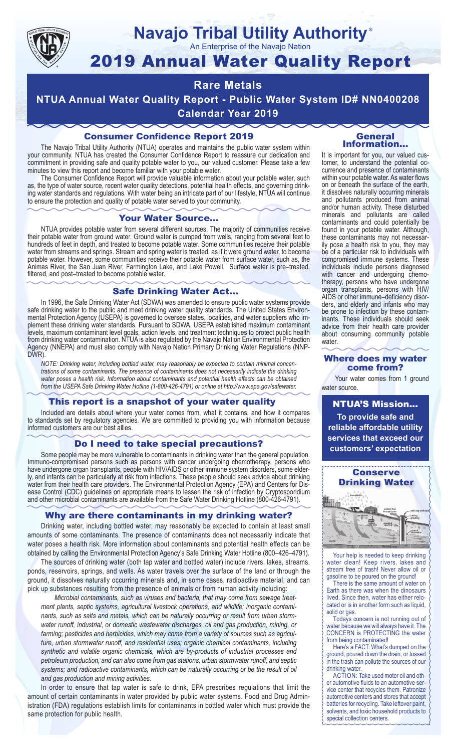# Navajo Tribal Utility Authority®

An Enterprise of the Navajo Nation

# 2019 Annual Water Quality Report

## Rare Metals

## NTUA Annual Water Quality Report - Public Water System ID# NN0400208

## Calendar Year 2019

### Consumer Confidence Report 2019

The Navajo Tribal Utility Authority (NTUA) operates and maintains the public water system within your community. NTUA has created the Consumer Confidence Report to reassure our dedication and commitment in providing safe and quality potable water to you, our valued customer. Please take a few minutes to view this report and become familiar with your potable water.

The Consumer Confidence Report will provide valuable information about your potable water, such as, the type of water source, recent water quality detections, potential health effects, and governing drinking water standards and regulations. With water being an intricate part of our lifestyle, NTUA will continue to ensure the protection and quality of potable water served to your community.

### Your Water Source…

NTUA provides potable water from several different sources. The majority of communities receive their potable water from ground water. Ground water is pumped from wells, ranging from several feet to hundreds of feet in depth, and treated to become potable water. Some communities receive their potable water from streams and springs. Stream and spring water is treated, as if it were ground water, to become potable water. However, some communities receive their potable water from surface water, such as, the Animas River, the San Juan River, Farmington Lake, and Lake Powell. Surface water is pre–treated, filtered, and post–treated to become potable water.

### Safe Drinking Water Act…

In 1996, the Safe Drinking Water Act (SDWA) was amended to ensure public water systems provide safe drinking water to the public and meet drinking water quality standards. The United States Environmental Protection Agency (USEPA) is governed to oversee states, localities, and water suppliers who implement these drinking water standards. Pursuant to SDWA, USEPA established maximum contaminant levels, maximum contaminant level goals, action levels, and treatment techniques to protect public health from drinking water contamination. NTUA is also regulated by the Navajo Nation Environmental Protection Agency (NNEPA) and must also comply with Navajo Nation Primary Drinking Water Regulations (NNPDWR).

*NOTE: Drinking water, including bottled water, may reasonably be expected to contain minimal concentrations of some contaminants. The presence of contaminants does not necessarily indicate the drinking water poses a health risk. Information about contaminants and potential health effects can be obtained from the USEPA Safe Drinking Water Hotline (1-800-426-4791) or online at http://www.epa.gov/safewater.*

### This report is a snapshot of your water quality

Included are details about where your water comes from, what it contains, and how it compares to standards set by regulatory agencies. We are committed to providing you with information because informed customers are our best allies.

### Do I need to take special precautions?

Some people may be more vulnerable to contaminants in drinking water than the general population. Immuno-compromised persons such as persons with cancer undergoing chemotherapy, persons who have undergone organ transplants, people with HIV/AIDS or other immune system disorders, some elderly, and infants can be particularly at risk from infections. These people should seek advice about drinking water from their health care providers. The Environmental Protection Agency (EPA) and Centers for Disease Control (CDC) guidelines on appropriate means to lessen the risk of infection by Cryptosporidium and other microbial contaminants are available from the Safe Water Drinking Hotline (800-426-4791).

### Why are there contaminants in my drinking water?

Drinking water, including bottled water, may reasonably be expected to contain at least small amounts of some contaminants. The presence of contaminants does not necessarily indicate that water poses a health risk. More information about contaminants and potential health effects can be obtained by calling the Environmental Protection Agency's Safe Drinking Water Hotline (800–426–4791).

The sources of drinking water (both tap water and bottled water) include rivers, lakes, streams, ponds, reservoirs, springs, and wells. As water travels over the surface of the land or through the ground, it dissolves naturally occurring minerals and, in some cases, radioactive material, and can pick up substances resulting from the presence of animals or from human activity including:

*Microbial contaminants, such as viruses and bacteria, that may come from sewage treatment plants, septic systems, agricultural livestock operations, and wildlife; inorganic contaminants, such as salts and metals, which can be naturally occurring or result from urban stormwater runoff, industrial, or domestic wastewater discharges, oil and gas production, mining, or farming; pesticides and herbicides, which may come from a variety of sources such as agriculture, urban stormwater runoff, and residential uses; organic chemical contaminants, including synthetic and volatile organic chemicals, which are by-products of industrial processes and petroleum production, and can also come from gas stations, urban stormwater runoff, and septic systems; and radioactive contaminants, which can be naturally occurring or be the result of oil and gas production and mining activities.*

In order to ensure that tap water is safe to drink, EPA prescribes regulations that limit the amount of certain contaminants in water provided by public water systems. Food and Drug Administration (FDA) regulations establish limits for contaminants in bottled water which must provide the same protection for public health.

### General Information…

It is important for you, our valued customer, to understand the potential occurrence and presence of contaminants within your potable water. As water flows on or beneath the surface of the earth, it dissolves naturally occurring minerals and pollutants produced from animal and/or human activity. These disturbed minerals and pollutants are called contaminants and could potentially be found in your potable water. Although, these contaminants may not necessarily pose a health risk to you, they may be of a particular risk to individuals with compromised immune systems. These individuals include persons diagnosed with cancer and undergoing chemotherapy, persons who have undergone organ transplants, persons with HIV/AIDS or other immune–deficiency disorders, and elderly and infants who may be prone to infection by these contaminants. These individuals should seek advice from their health care provider about consuming community potable water.

### Where does my water come from?

Your water comes from 1 ground water source.

### NTUA'S Mission…

**To provide safe and reliable affordable utility services that exceed our customers' expectation**

### Conserve Drinking Water

Your help is needed to keep drinking water clean! Keep rivers, lakes and stream free of trash! Never allow oil or gasoline to be poured on the ground!

There is the same amount of water on Earth as there was when the dinosaurs lived. Since then, water has either relocated or is in another form such as liquid, solid or gas.

Todays concern is not running out of water because we will always have it. The CONCERN is PROTECTING the water from being contaminated!

Here's a FACT: What's dumped on the ground, poured down the drain, or tossed in the trash can pollute the sources of our drinking water.

ACTION: Take used motor oil and other automotive fluids to an automotive service center that recycles them. Patronize automotive centers and stores that accept batteries for recycling. Take leftover paint, solvents, and toxic household products to special collection centers.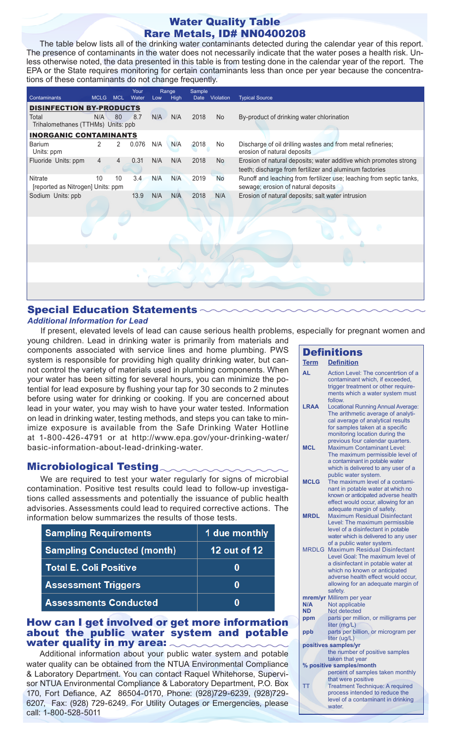# Water Quality Table
## Rare Metals, ID# NN0400208

The table below lists all of the drinking water contaminants detected during the calendar year of this report. The presence of contaminants in the water does not necessarily indicate that the water poses a health risk. Unless otherwise noted, the data presented in this table is from testing done in the calendar year of the report. The EPA or the State requires monitoring for certain contaminants less than once per year because the concentrations of these contaminants do not change frequently.

| Contaminants | MCLG | MCL | Your Water | Range Low | Range High | Sample Date | Violation | Typical Source |
|---|---|---|---|---|---|---|---|---|
| **DISINFECTION BY-PRODUCTS** | | | | | | | | |
| Total Trihalomethanes (TTHMs) Units: ppb | N/A | 80 | 8.7 | N/A | N/A | 2018 | No | By-product of drinking water chlorination |
| **INORGANIC CONTAMINANTS** | | | | | | | | |
| Barium Units: ppm | 2 | 2 | 0.076 | N/A | N/A | 2018 | No | Discharge of oil drilling wastes and from metal refineries; erosion of natural deposits |
| Fluoride Units: ppm | 4 | 4 | 0.31 | N/A | N/A | 2018 | No | Erosion of natural deposits; water additive which promotes strong teeth; discharge from fertilizer and aluminum factories |
| Nitrate [reported as Nitrogen] Units: ppm | 10 | 10 | 3.4 | N/A | N/A | 2019 | No | Runoff and leaching from fertilizer use; leaching from septic tanks, sewage; erosion of natural deposits |
| Sodium Units: ppb | | | 13.9 | N/A | N/A | 2018 | N/A | Erosion of natural deposits; salt water intrusion |

## Special Education Statements

***Additional Information for Lead***

If present, elevated levels of lead can cause serious health problems, especially for pregnant women and young children. Lead in drinking water is primarily from materials and components associated with service lines and home plumbing. PWS system is responsible for providing high quality drinking water, but cannot control the variety of materials used in plumbing components. When your water has been sitting for several hours, you can minimize the potential for lead exposure by flushing your tap for 30 seconds to 2 minutes before using water for drinking or cooking. If you are concerned about lead in your water, you may wish to have your water tested. Information on lead in drinking water, testing methods, and steps you can take to minimize exposure is available from the Safe Drinking Water Hotline at 1-800-426-4791 or at http://www.epa.gov/your-drinking-water/basic-information-about-lead-drinking-water.

## Microbiological Testing

We are required to test your water regularly for signs of microbial contamination. Positive test results could lead to follow-up investigations called assessments and potentially the issuance of public health advisories. Assessments could lead to required corrective actions. The information below summarizes the results of those tests.

| | |
|---|---|
| Sampling Requirements | 1 due monthly |
| Sampling Conducted (month) | 12 out of 12 |
| Total E. Coli Positive | 0 |
| Assessment Triggers | 0 |
| Assessments Conducted | 0 |

## How can I get involved or get more information about the public water system and potable water quality in my area:

Additional information about your public water system and potable water quality can be obtained from the NTUA Environmental Compliance & Laboratory Department. You can contact Raquel Whitehorse, Supervisor NTUA Environmental Compliance & Laboratory Department, P.O. Box 170, Fort Defiance, AZ 86504-0170, Phone: (928)729-6239, (928)729-6207, Fax: (928) 729-6249. For Utility Outages or Emergencies, please call: 1-800-528-5011

## Definitions

| Term | Definition |
|---|---|
| **AL** | Action Level: The concentrtion of a contaminant which, if exceeded, trigger treatment or other requirements which a water system must follow. |
| **LRAA** | Locational Running Annual Average: The arithmetic average of analytical results for samples taken at a specific monitoring location during the previous four calendar quarters. |
| **MCL** | Maximum Contaminant Level: The maximum permissible level of a contaminant in potable water which is delivered to any user of a public water system. |
| **MCLG** | The maximum level of a contaminant in potable water at which no known or anticipated adverse health effect would occur, allowing for an adequate margin of safety. |
| **MRDL** | Maximum Residual Disinfectant Level: The maximum permissible level of a disinfectant in potable water which is delivered to any user of a public water system. |
| **MRDLG** | Maximum Residual Disinfectant Level Goal: The maximum level of a disinfectant in potable water at which no known or anticipated adverse health effect would occur, allowing for an adequate margin of safety. |
| **mrem/yr** | Millirem per year |
| **N/A** | Not applicable |
| **ND** | Not detected |
| **ppm** | parts per million, or milligrams per liter (mg/L) |
| **ppb** | parts per billion, or microgram per liter (ug/L) |
| **positives samples/yr** | the number of positive samples taken that year |
| **% positive samples/month** | percent of samples taken monthly that were positive |
| **TT** | Treatment Technique: A required process intended to reduce the level of a contaminant in drinking water. |